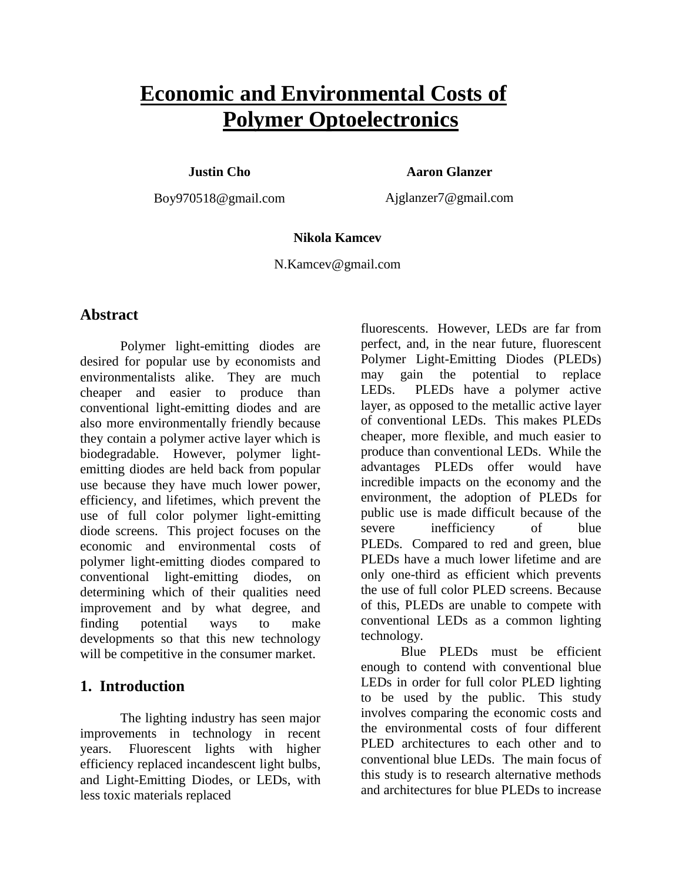# Economic and Environmental Costs of Polymer Optoelectronics

**Justin Cho**
Boy970518@gmail.com

**Aaron Glanzer**
Ajglanzer7@gmail.com

**Nikola Kamcev**
N.Kamcev@gmail.com

## Abstract

Polymer light-emitting diodes are desired for popular use by economists and environmentalists alike. They are much cheaper and easier to produce than conventional light-emitting diodes and are also more environmentally friendly because they contain a polymer active layer which is biodegradable. However, polymer light-emitting diodes are held back from popular use because they have much lower power, efficiency, and lifetimes, which prevent the use of full color polymer light-emitting diode screens. This project focuses on the economic and environmental costs of polymer light-emitting diodes compared to conventional light-emitting diodes, on determining which of their qualities need improvement and by what degree, and finding potential ways to make developments so that this new technology will be competitive in the consumer market.

## 1. Introduction

The lighting industry has seen major improvements in technology in recent years. Fluorescent lights with higher efficiency replaced incandescent light bulbs, and Light-Emitting Diodes, or LEDs, with less toxic materials replaced fluorescents. However, LEDs are far from perfect, and, in the near future, fluorescent Polymer Light-Emitting Diodes (PLEDs) may gain the potential to replace LEDs. PLEDs have a polymer active layer, as opposed to the metallic active layer of conventional LEDs. This makes PLEDs cheaper, more flexible, and much easier to produce than conventional LEDs. While the advantages PLEDs offer would have incredible impacts on the economy and the environment, the adoption of PLEDs for public use is made difficult because of the severe inefficiency of blue PLEDs. Compared to red and green, blue PLEDs have a much lower lifetime and are only one-third as efficient which prevents the use of full color PLED screens. Because of this, PLEDs are unable to compete with conventional LEDs as a common lighting technology.

Blue PLEDs must be efficient enough to contend with conventional blue LEDs in order for full color PLED lighting to be used by the public. This study involves comparing the economic costs and the environmental costs of four different PLED architectures to each other and to conventional blue LEDs. The main focus of this study is to research alternative methods and architectures for blue PLEDs to increase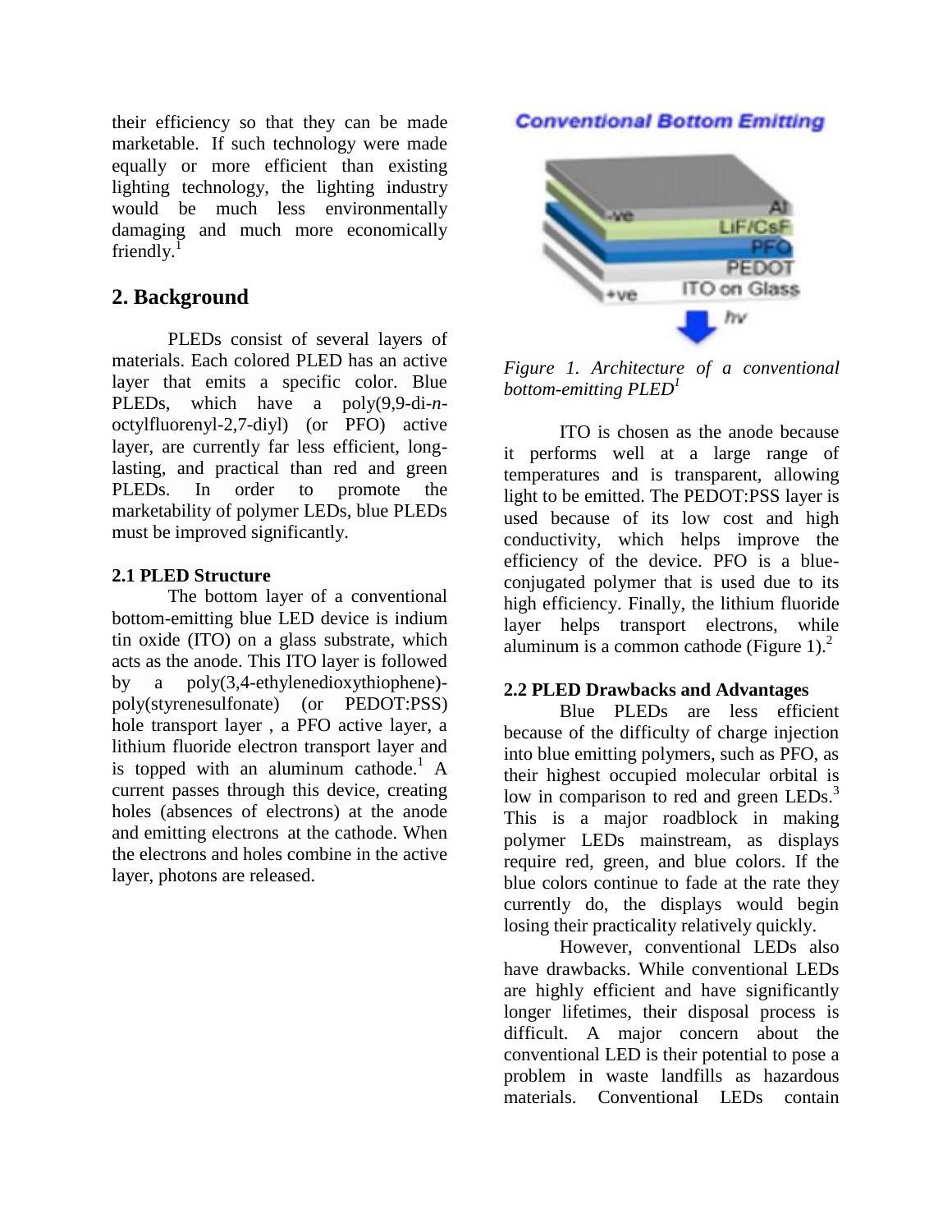their efficiency so that they can be made marketable. If such technology were made equally or more efficient than existing lighting technology, the lighting industry would be much less environmentally damaging and much more economically friendly.[1]

## 2. Background

PLEDs consist of several layers of materials. Each colored PLED has an active layer that emits a specific color. Blue PLEDs, which have a poly(9,9-di-*n*-octylfluorenyl-2,7-diyl) (or PFO) active layer, are currently far less efficient, long-lasting, and practical than red and green PLEDs. In order to promote the marketability of polymer LEDs, blue PLEDs must be improved significantly.

### 2.1 PLED Structure

The bottom layer of a conventional bottom-emitting blue LED device is indium tin oxide (ITO) on a glass substrate, which acts as the anode. This ITO layer is followed by a poly(3,4-ethylenedioxythiophene)-poly(styrenesulfonate) (or PEDOT:PSS) hole transport layer , a PFO active layer, a lithium fluoride electron transport layer and is topped with an aluminum cathode.[1] A current passes through this device, creating holes (absences of electrons) at the anode and emitting electrons at the cathode. When the electrons and holes combine in the active layer, photons are released.

*Figure 1. Architecture of a conventional bottom-emitting PLED[1]*

ITO is chosen as the anode because it performs well at a large range of temperatures and is transparent, allowing light to be emitted. The PEDOT:PSS layer is used because of its low cost and high conductivity, which helps improve the efficiency of the device. PFO is a blue-conjugated polymer that is used due to its high efficiency. Finally, the lithium fluoride layer helps transport electrons, while aluminum is a common cathode (Figure 1).[2]

### 2.2 PLED Drawbacks and Advantages

Blue PLEDs are less efficient because of the difficulty of charge injection into blue emitting polymers, such as PFO, as their highest occupied molecular orbital is low in comparison to red and green LEDs.[3] This is a major roadblock in making polymer LEDs mainstream, as displays require red, green, and blue colors. If the blue colors continue to fade at the rate they currently do, the displays would begin losing their practicality relatively quickly.

However, conventional LEDs also have drawbacks. While conventional LEDs are highly efficient and have significantly longer lifetimes, their disposal process is difficult. A major concern about the conventional LED is their potential to pose a problem in waste landfills as hazardous materials. Conventional LEDs contain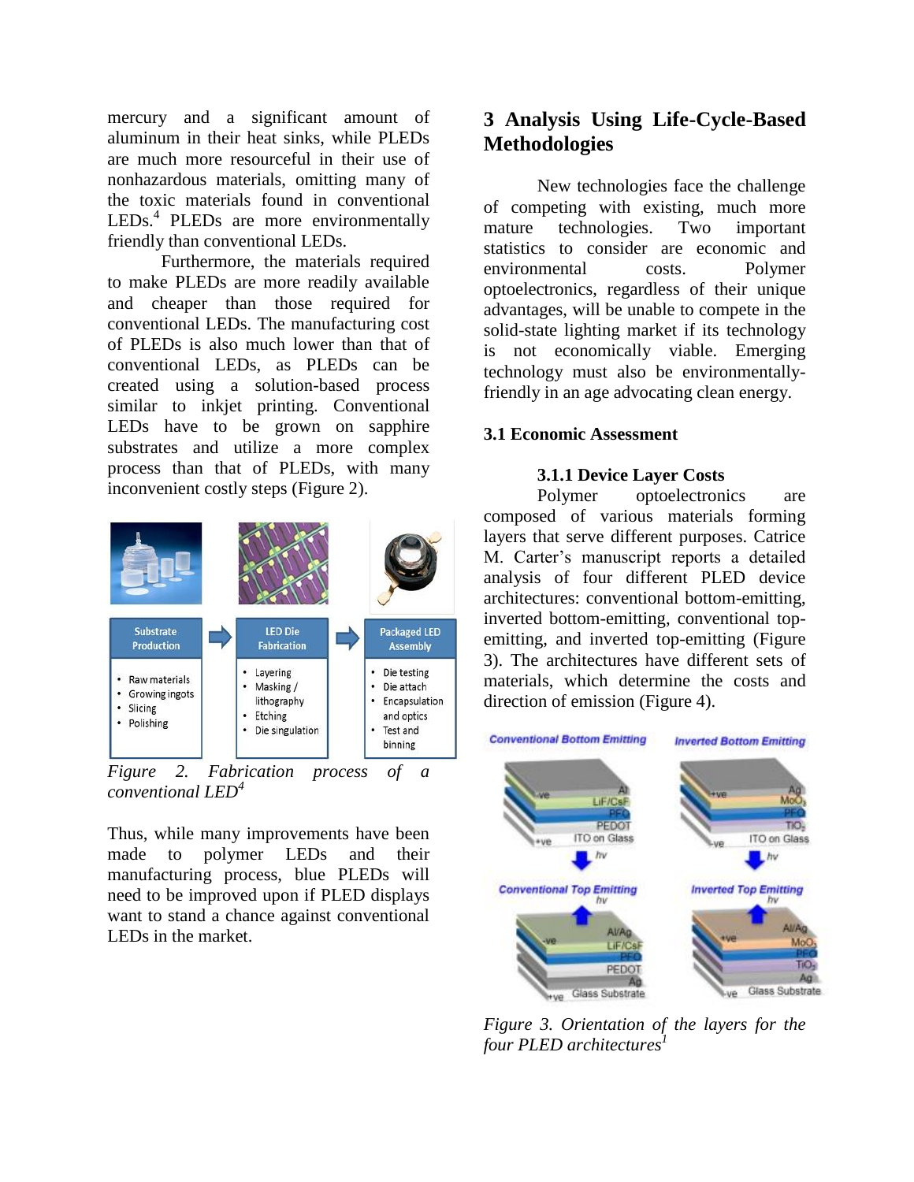mercury and a significant amount of aluminum in their heat sinks, while PLEDs are much more resourceful in their use of nonhazardous materials, omitting many of the toxic materials found in conventional LEDs.[4] PLEDs are more environmentally friendly than conventional LEDs.

Furthermore, the materials required to make PLEDs are more readily available and cheaper than those required for conventional LEDs. The manufacturing cost of PLEDs is also much lower than that of conventional LEDs, as PLEDs can be created using a solution-based process similar to inkjet printing. Conventional LEDs have to be grown on sapphire substrates and utilize a more complex process than that of PLEDs, with many inconvenient costly steps (Figure 2).

*Figure 2. Fabrication process of a conventional LED[4]*

Thus, while many improvements have been made to polymer LEDs and their manufacturing process, blue PLEDs will need to be improved upon if PLED displays want to stand a chance against conventional LEDs in the market.

## 3 Analysis Using Life-Cycle-Based Methodologies

New technologies face the challenge of competing with existing, much more mature technologies. Two important statistics to consider are economic and environmental costs. Polymer optoelectronics, regardless of their unique advantages, will be unable to compete in the solid-state lighting market if its technology is not economically viable. Emerging technology must also be environmentally-friendly in an age advocating clean energy.

### 3.1 Economic Assessment

#### 3.1.1 Device Layer Costs

Polymer optoelectronics are composed of various materials forming layers that serve different purposes. Catrice M. Carter's manuscript reports a detailed analysis of four different PLED device architectures: conventional bottom-emitting, inverted bottom-emitting, conventional top-emitting, and inverted top-emitting (Figure 3). The architectures have different sets of materials, which determine the costs and direction of emission (Figure 4).

*Figure 3. Orientation of the layers for the four PLED architectures[1]*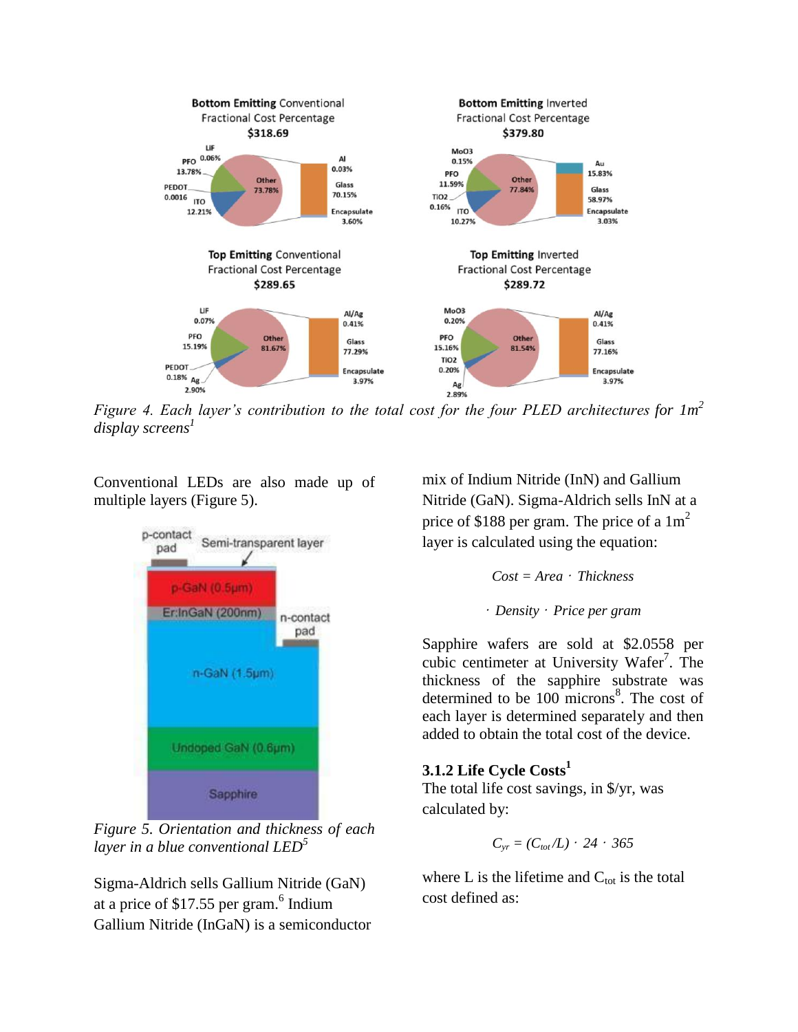*Figure 4. Each layer's contribution to the total cost for the four PLED architectures for 1m² display screens*[1]

Conventional LEDs are also made up of multiple layers (Figure 5).

*Figure 5. Orientation and thickness of each layer in a blue conventional LED*[5]

Sigma-Aldrich sells Gallium Nitride (GaN) at a price of \$17.55 per gram.[6] Indium Gallium Nitride (InGaN) is a semiconductor mix of Indium Nitride (InN) and Gallium Nitride (GaN). Sigma-Aldrich sells InN at a price of \$188 per gram. The price of a 1m² layer is calculated using the equation:

$$Cost = Area \cdot Thickness \cdot Density \cdot Price\ per\ gram$$

Sapphire wafers are sold at \$2.0558 per cubic centimeter at University Wafer[7]. The thickness of the sapphire substrate was determined to be 100 microns[8]. The cost of each layer is determined separately and then added to obtain the total cost of the device.

### 3.1.2 Life Cycle Costs[1]

The total life cost savings, in \$/yr, was calculated by:

$$C_{yr} = (C_{tot}/L) \cdot 24 \cdot 365$$

where L is the lifetime and $C_{tot}$ is the total cost defined as: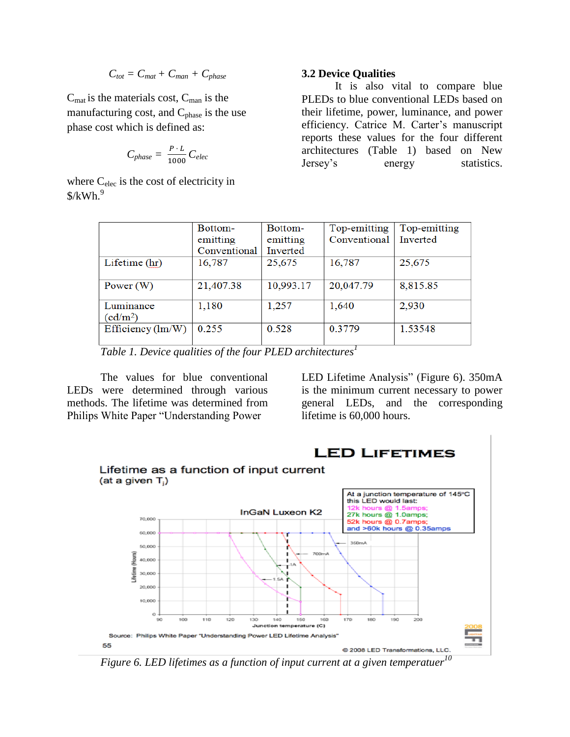$$C_{tot} = C_{mat} + C_{man} + C_{phase}$$

$C_{mat}$ is the materials cost, $C_{man}$ is the manufacturing cost, and $C_{phase}$ is the use phase cost which is defined as:

$$C_{phase} = \frac{P \cdot L}{1000} C_{elec}$$

where $C_{elec}$ is the cost of electricity in $/kWh.[9]

### 3.2 Device Qualities

It is also vital to compare blue PLEDs to blue conventional LEDs based on their lifetime, power, luminance, and power efficiency. Catrice M. Carter's manuscript reports these values for the four different architectures (Table 1) based on New Jersey's energy statistics.

| | Bottom-emitting Conventional | Bottom-emitting Inverted | Top-emitting Conventional | Top-emitting Inverted |
|---|---|---|---|---|
| Lifetime (hr) | 16,787 | 25,675 | 16,787 | 25,675 |
| Power (W) | 21,407.38 | 10,993.17 | 20,047.79 | 8,815.85 |
| Luminance (cd/m$^2$) | 1,180 | 1,257 | 1,640 | 2,930 |
| Efficiency (lm/W) | 0.255 | 0.528 | 0.3779 | 1.53548 |

*Table 1. Device qualities of the four PLED architectures*[1]

The values for blue conventional LEDs were determined through various methods. The lifetime was determined from Philips White Paper "Understanding Power LED Lifetime Analysis" (Figure 6). 350mA is the minimum current necessary to power general LEDs, and the corresponding lifetime is 60,000 hours.

*Figure 6. LED lifetimes as a function of input current at a given temperatuer*[10]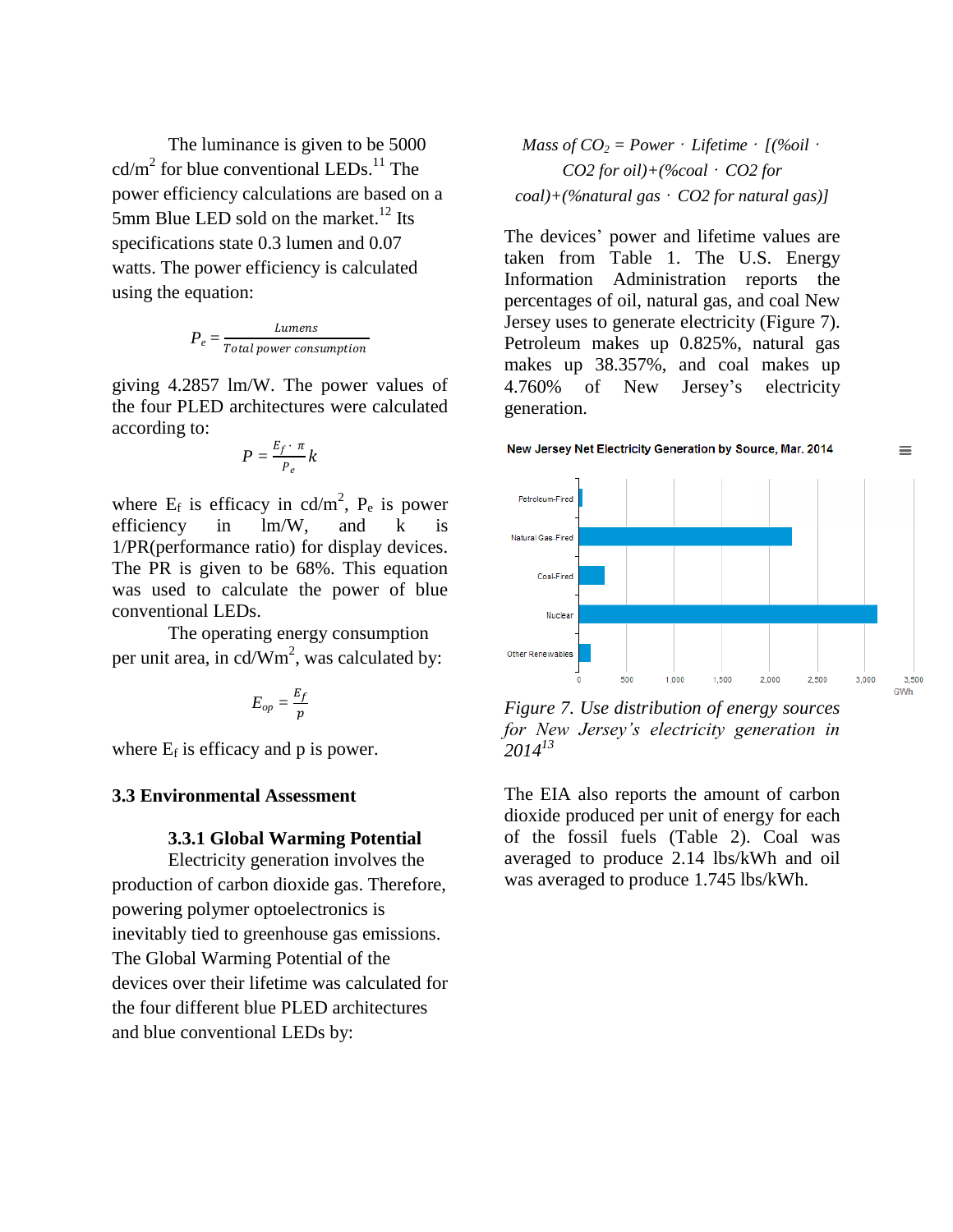The luminance is given to be 5000 cd/m$^2$ for blue conventional LEDs.[11] The power efficiency calculations are based on a 5mm Blue LED sold on the market.[12] Its specifications state 0.3 lumen and 0.07 watts. The power efficiency is calculated using the equation:

$$P_e = \frac{Lumens}{Total\ power\ consumption}$$

giving 4.2857 lm/W. The power values of the four PLED architectures were calculated according to:

$$P = \frac{E_f \cdot \pi}{P_e} k$$

where $E_f$ is efficacy in cd/m$^2$, $P_e$ is power efficiency in lm/W, and k is 1/PR(performance ratio) for display devices. The PR is given to be 68%. This equation was used to calculate the power of blue conventional LEDs.

The operating energy consumption per unit area, in cd/Wm$^2$, was calculated by:

$$E_{op} = \frac{E_f}{p}$$

where $E_f$ is efficacy and p is power.

### 3.3 Environmental Assessment

#### 3.3.1 Global Warming Potential

Electricity generation involves the production of carbon dioxide gas. Therefore, powering polymer optoelectronics is inevitably tied to greenhouse gas emissions. The Global Warming Potential of the devices over their lifetime was calculated for the four different blue PLED architectures and blue conventional LEDs by:

$$Mass\ of\ CO_2 = Power \cdot Lifetime \cdot [(\%oil \cdot CO2\ for\ oil) + (\%coal \cdot CO2\ for\ coal) + (\%natural\ gas \cdot CO2\ for\ natural\ gas)]$$

The devices' power and lifetime values are taken from Table 1. The U.S. Energy Information Administration reports the percentages of oil, natural gas, and coal New Jersey uses to generate electricity (Figure 7). Petroleum makes up 0.825%, natural gas makes up 38.357%, and coal makes up 4.760% of New Jersey's electricity generation.

*Figure 7. Use distribution of energy sources for New Jersey's electricity generation in 2014*[13]

The EIA also reports the amount of carbon dioxide produced per unit of energy for each of the fossil fuels (Table 2). Coal was averaged to produce 2.14 lbs/kWh and oil was averaged to produce 1.745 lbs/kWh.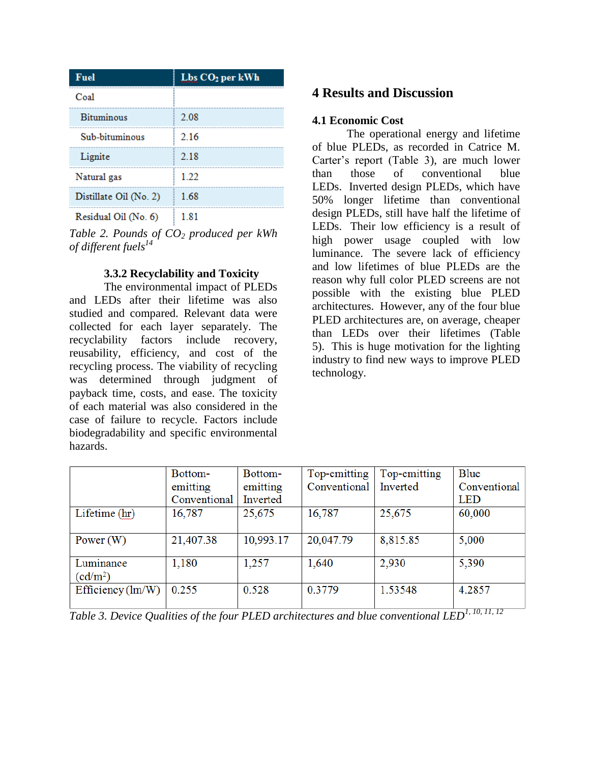| Fuel | Lbs $CO_2$ per kWh |
| --- | --- |
| Coal | |
| Bituminous | 2.08 |
| Sub-bituminous | 2.16 |
| Lignite | 2.18 |
| Natural gas | 1.22 |
| Distillate Oil (No. 2) | 1.68 |
| Residual Oil (No. 6) | 1.81 |

*Table 2. Pounds of $CO_2$ produced per kWh of different fuels*[14]

### 3.3.2 Recyclability and Toxicity

The environmental impact of PLEDs and LEDs after their lifetime was also studied and compared. Relevant data were collected for each layer separately. The recyclability factors include recovery, reusability, efficiency, and cost of the recycling process. The viability of recycling was determined through judgment of payback time, costs, and ease. The toxicity of each material was also considered in the case of failure to recycle. Factors include biodegradability and specific environmental hazards.

# 4 Results and Discussion

## 4.1 Economic Cost

The operational energy and lifetime of blue PLEDs, as recorded in Catrice M. Carter's report (Table 3), are much lower than those of conventional blue LEDs. Inverted design PLEDs, which have 50% longer lifetime than conventional design PLEDs, still have half the lifetime of LEDs. Their low efficiency is a result of high power usage coupled with low luminance. The severe lack of efficiency and low lifetimes of blue PLEDs are the reason why full color PLED screens are not possible with the existing blue PLED architectures. However, any of the four blue PLED architectures are, on average, cheaper than LEDs over their lifetimes (Table 5). This is huge motivation for the lighting industry to find new ways to improve PLED technology.

| | Bottom-emitting Conventional | Bottom-emitting Inverted | Top-emitting Conventional | Top-emitting Inverted | Blue Conventional LED |
| --- | --- | --- | --- | --- | --- |
| Lifetime (hr) | 16,787 | 25,675 | 16,787 | 25,675 | 60,000 |
| Power (W) | 21,407.38 | 10,993.17 | 20,047.79 | 8,815.85 | 5,000 |
| Luminance ($cd/m^2$) | 1,180 | 1,257 | 1,640 | 2,930 | 5,390 |
| Efficiency (lm/W) | 0.255 | 0.528 | 0.3779 | 1.53548 | 4.2857 |

*Table 3. Device Qualities of the four PLED architectures and blue conventional LED*[1, 10, 11, 12]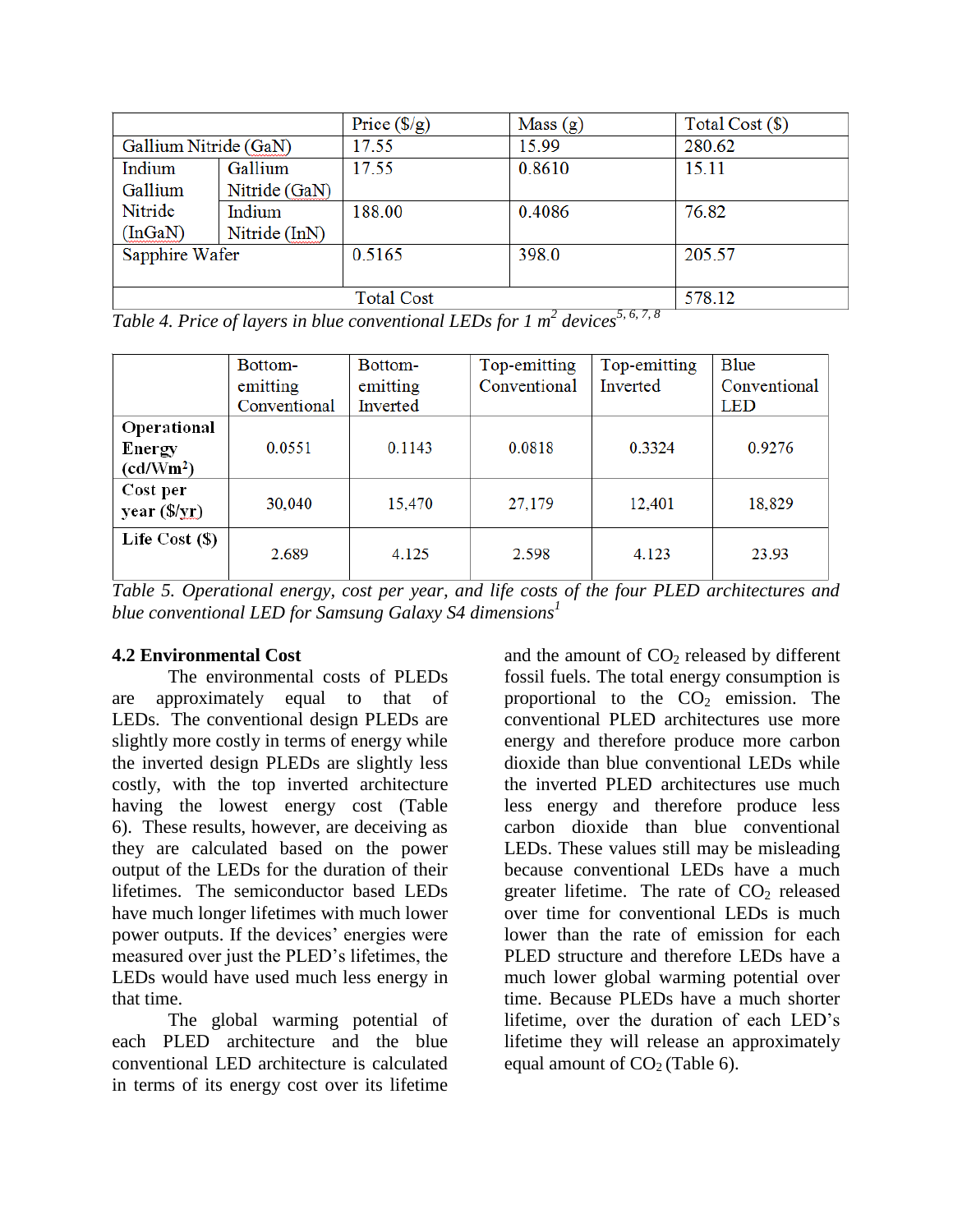| | | Price ($/g) | Mass (g) | Total Cost ($) |
|---|---|---|---|---|
| Gallium Nitride (GaN) | | 17.55 | 15.99 | 280.62 |
| Indium Gallium Nitride (InGaN) | Gallium Nitride (GaN) | 17.55 | 0.8610 | 15.11 |
| | Indium Nitride (InN) | 188.00 | 0.4086 | 76.82 |
| Sapphire Wafer | | 0.5165 | 398.0 | 205.57 |
| Total Cost | | | | 578.12 |

*Table 4. Price of layers in blue conventional LEDs for 1 $m^2$ devices*[5, 6, 7, 8]

| | Bottom-emitting Conventional | Bottom-emitting Inverted | Top-emitting Conventional | Top-emitting Inverted | Blue Conventional LED |
|---|---|---|---|---|---|
| **Operational Energy ($cd/Wm^2$)** | 0.0551 | 0.1143 | 0.0818 | 0.3324 | 0.9276 |
| **Cost per year ($/yr)** | 30,040 | 15,470 | 27,179 | 12,401 | 18,829 |
| **Life Cost ($)** | 2.689 | 4.125 | 2.598 | 4.123 | 23.93 |

*Table 5. Operational energy, cost per year, and life costs of the four PLED architectures and blue conventional LED for Samsung Galaxy S4 dimensions*[1]

### 4.2 Environmental Cost

The environmental costs of PLEDs are approximately equal to that of LEDs. The conventional design PLEDs are slightly more costly in terms of energy while the inverted design PLEDs are slightly less costly, with the top inverted architecture having the lowest energy cost (Table 6). These results, however, are deceiving as they are calculated based on the power output of the LEDs for the duration of their lifetimes. The semiconductor based LEDs have much longer lifetimes with much lower power outputs. If the devices' energies were measured over just the PLED's lifetimes, the LEDs would have used much less energy in that time.

The global warming potential of each PLED architecture and the blue conventional LED architecture is calculated in terms of its energy cost over its lifetime and the amount of $CO_2$ released by different fossil fuels. The total energy consumption is proportional to the $CO_2$ emission. The conventional PLED architectures use more energy and therefore produce more carbon dioxide than blue conventional LEDs while the inverted PLED architectures use much less energy and therefore produce less carbon dioxide than blue conventional LEDs. These values still may be misleading because conventional LEDs have a much greater lifetime. The rate of $CO_2$ released over time for conventional LEDs is much lower than the rate of emission for each PLED structure and therefore LEDs have a much lower global warming potential over time. Because PLEDs have a much shorter lifetime, over the duration of each LED's lifetime they will release an approximately equal amount of $CO_2$ (Table 6).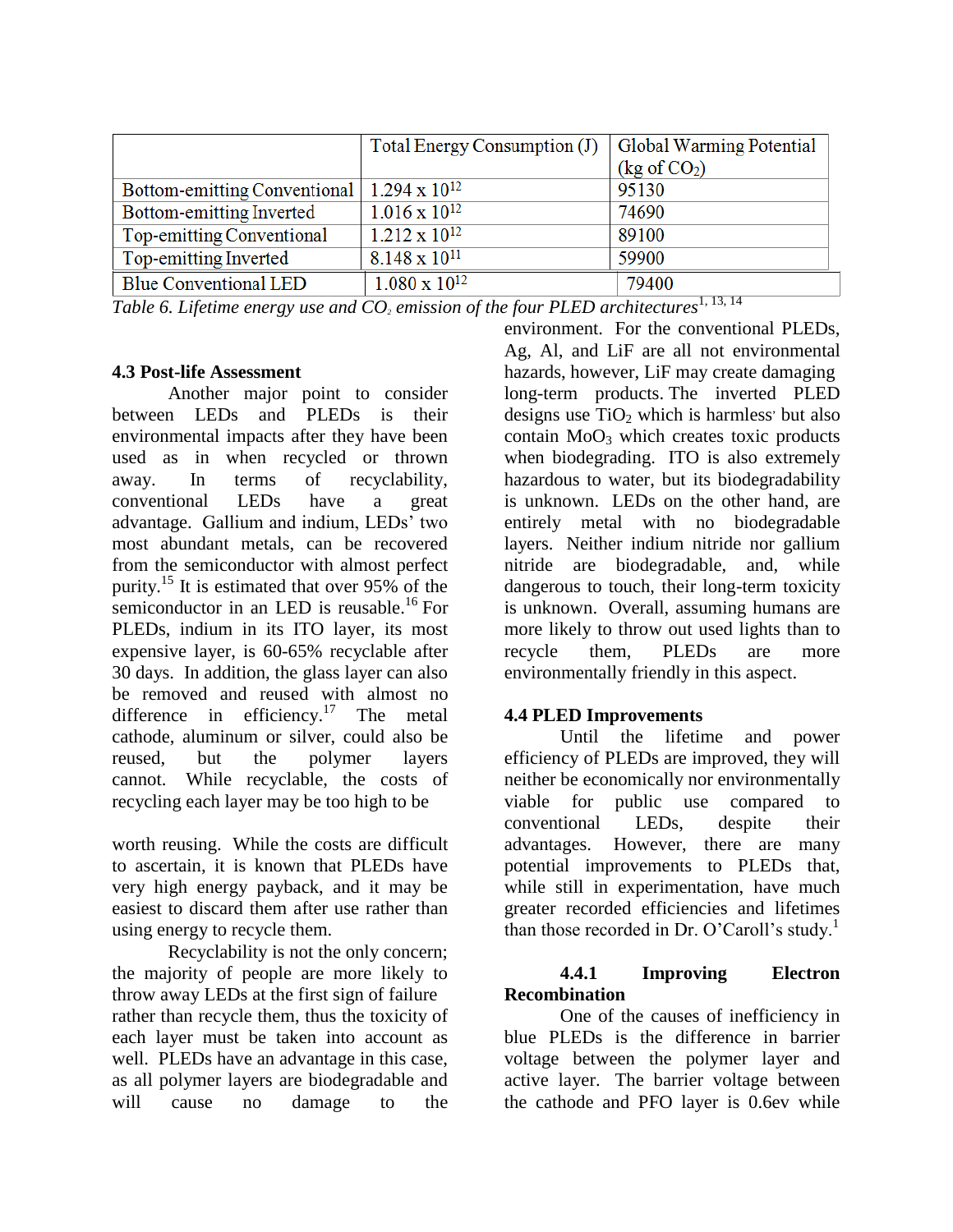|  | Total Energy Consumption (J) | Global Warming Potential (kg of $CO_2$) |
|---|---|---|
| Bottom-emitting Conventional | $1.294 \times 10^{12}$ | 95130 |
| Bottom-emitting Inverted | $1.016 \times 10^{12}$ | 74690 |
| Top-emitting Conventional | $1.212 \times 10^{12}$ | 89100 |
| Top-emitting Inverted | $8.148 \times 10^{11}$ | 59900 |
| Blue Conventional LED | $1.080 \times 10^{12}$ | 79400 |

*Table 6. Lifetime energy use and $CO_2$ emission of the four PLED architectures*[1, 13, 14]

### 4.3 Post-life Assessment

Another major point to consider between LEDs and PLEDs is their environmental impacts after they have been used as in when recycled or thrown away. In terms of recyclability, conventional LEDs have a great advantage. Gallium and indium, LEDs' two most abundant metals, can be recovered from the semiconductor with almost perfect purity.[15] It is estimated that over 95% of the semiconductor in an LED is reusable.[16] For PLEDs, indium in its ITO layer, its most expensive layer, is 60-65% recyclable after 30 days. In addition, the glass layer can also be removed and reused with almost no difference in efficiency.[17] The metal cathode, aluminum or silver, could also be reused, but the polymer layers cannot. While recyclable, the costs of recycling each layer may be too high to be worth reusing. While the costs are difficult to ascertain, it is known that PLEDs have very high energy payback, and it may be easiest to discard them after use rather than using energy to recycle them.

Recyclability is not the only concern; the majority of people are more likely to throw away LEDs at the first sign of failure rather than recycle them, thus the toxicity of each layer must be taken into account as well. PLEDs have an advantage in this case, as all polymer layers are biodegradable and will cause no damage to the environment. For the conventional PLEDs, Ag, Al, and LiF are all not environmental hazards, however, LiF may create damaging long-term products. The inverted PLED designs use $TiO_2$ which is harmless' but also contain $MoO_3$ which creates toxic products when biodegrading. ITO is also extremely hazardous to water, but its biodegradability is unknown. LEDs on the other hand, are entirely metal with no biodegradable layers. Neither indium nitride nor gallium nitride are biodegradable, and, while dangerous to touch, their long-term toxicity is unknown. Overall, assuming humans are more likely to throw out used lights than to recycle them, PLEDs are more environmentally friendly in this aspect.

### 4.4 PLED Improvements

Until the lifetime and power efficiency of PLEDs are improved, they will neither be economically nor environmentally viable for public use compared to conventional LEDs, despite their advantages. However, there are many potential improvements to PLEDs that, while still in experimentation, have much greater recorded efficiencies and lifetimes than those recorded in Dr. O'Caroll's study.[1]

#### 4.4.1 Improving Electron Recombination

One of the causes of inefficiency in blue PLEDs is the difference in barrier voltage between the polymer layer and active layer. The barrier voltage between the cathode and PFO layer is 0.6ev while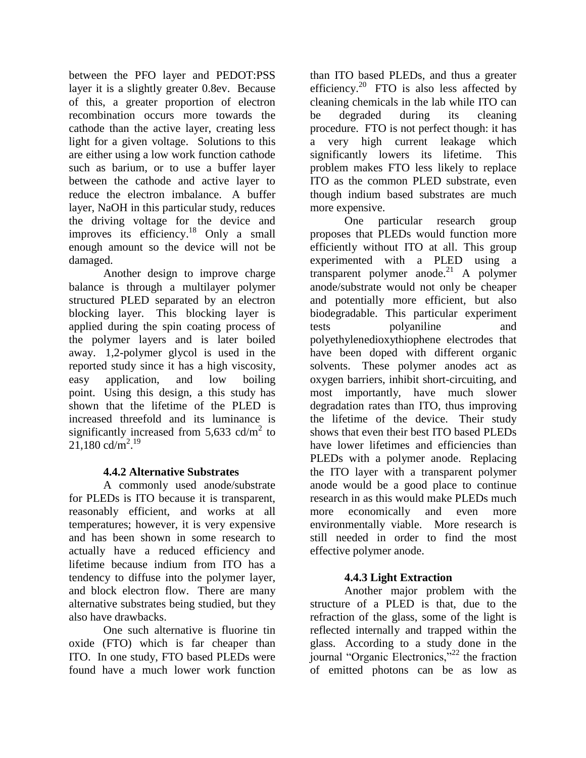between the PFO layer and PEDOT:PSS layer it is a slightly greater 0.8ev. Because of this, a greater proportion of electron recombination occurs more towards the cathode than the active layer, creating less light for a given voltage. Solutions to this are either using a low work function cathode such as barium, or to use a buffer layer between the cathode and active layer to reduce the electron imbalance. A buffer layer, NaOH in this particular study, reduces the driving voltage for the device and improves its efficiency.[18] Only a small enough amount so the device will not be damaged.

Another design to improve charge balance is through a multilayer polymer structured PLED separated by an electron blocking layer. This blocking layer is applied during the spin coating process of the polymer layers and is later boiled away. 1,2-polymer glycol is used in the reported study since it has a high viscosity, easy application, and low boiling point. Using this design, a this study has shown that the lifetime of the PLED is increased threefold and its luminance is significantly increased from 5,633 cd/$m^2$ to 21,180 cd/$m^2$.[19]

### 4.4.2 Alternative Substrates

A commonly used anode/substrate for PLEDs is ITO because it is transparent, reasonably efficient, and works at all temperatures; however, it is very expensive and has been shown in some research to actually have a reduced efficiency and lifetime because indium from ITO has a tendency to diffuse into the polymer layer, and block electron flow. There are many alternative substrates being studied, but they also have drawbacks.

One such alternative is fluorine tin oxide (FTO) which is far cheaper than ITO. In one study, FTO based PLEDs were found have a much lower work function than ITO based PLEDs, and thus a greater efficiency.[20] FTO is also less affected by cleaning chemicals in the lab while ITO can be degraded during its cleaning procedure. FTO is not perfect though: it has a very high current leakage which significantly lowers its lifetime. This problem makes FTO less likely to replace ITO as the common PLED substrate, even though indium based substrates are much more expensive.

One particular research group proposes that PLEDs would function more efficiently without ITO at all. This group experimented with a PLED using a transparent polymer anode.[21] A polymer anode/substrate would not only be cheaper and potentially more efficient, but also biodegradable. This particular experiment tests polyaniline and polyethylenedioxythiophene electrodes that have been doped with different organic solvents. These polymer anodes act as oxygen barriers, inhibit short-circuiting, and most importantly, have much slower degradation rates than ITO, thus improving the lifetime of the device. Their study shows that even their best ITO based PLEDs have lower lifetimes and efficiencies than PLEDs with a polymer anode. Replacing the ITO layer with a transparent polymer anode would be a good place to continue research in as this would make PLEDs much more economically and even more environmentally viable. More research is still needed in order to find the most effective polymer anode.

### 4.4.3 Light Extraction

Another major problem with the structure of a PLED is that, due to the refraction of the glass, some of the light is reflected internally and trapped within the glass. According to a study done in the journal "Organic Electronics,"[22] the fraction of emitted photons can be as low as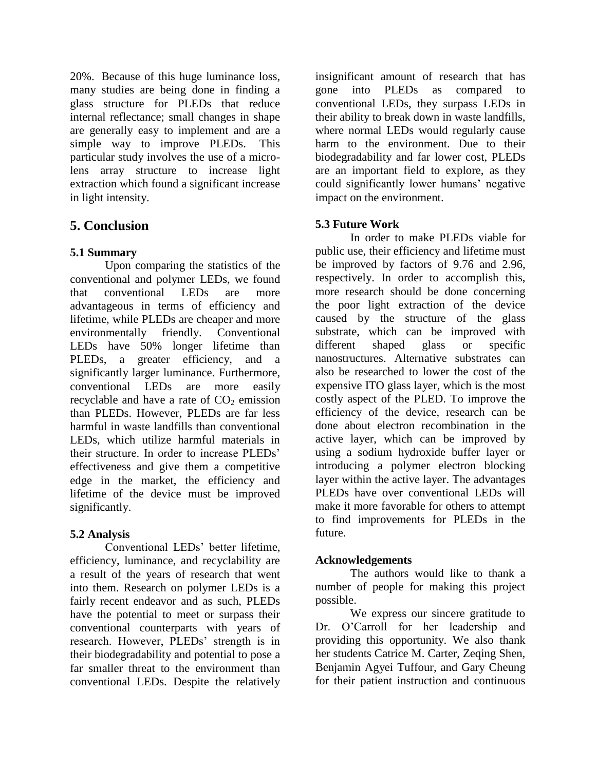20%. Because of this huge luminance loss, many studies are being done in finding a glass structure for PLEDs that reduce internal reflectance; small changes in shape are generally easy to implement and are a simple way to improve PLEDs. This particular study involves the use of a micro-lens array structure to increase light extraction which found a significant increase in light intensity.

# 5. Conclusion

### 5.1 Summary

Upon comparing the statistics of the conventional and polymer LEDs, we found that conventional LEDs are more advantageous in terms of efficiency and lifetime, while PLEDs are cheaper and more environmentally friendly. Conventional LEDs have 50% longer lifetime than PLEDs, a greater efficiency, and a significantly larger luminance. Furthermore, conventional LEDs are more easily recyclable and have a rate of $CO_2$ emission than PLEDs. However, PLEDs are far less harmful in waste landfills than conventional LEDs, which utilize harmful materials in their structure. In order to increase PLEDs' effectiveness and give them a competitive edge in the market, the efficiency and lifetime of the device must be improved significantly.

### 5.2 Analysis

Conventional LEDs' better lifetime, efficiency, luminance, and recyclability are a result of the years of research that went into them. Research on polymer LEDs is a fairly recent endeavor and as such, PLEDs have the potential to meet or surpass their conventional counterparts with years of research. However, PLEDs' strength is in their biodegradability and potential to pose a far smaller threat to the environment than conventional LEDs. Despite the relatively insignificant amount of research that has gone into PLEDs as compared to conventional LEDs, they surpass LEDs in their ability to break down in waste landfills, where normal LEDs would regularly cause harm to the environment. Due to their biodegradability and far lower cost, PLEDs are an important field to explore, as they could significantly lower humans' negative impact on the environment.

### 5.3 Future Work

In order to make PLEDs viable for public use, their efficiency and lifetime must be improved by factors of 9.76 and 2.96, respectively. In order to accomplish this, more research should be done concerning the poor light extraction of the device caused by the structure of the glass substrate, which can be improved with different shaped glass or specific nanostructures. Alternative substrates can also be researched to lower the cost of the expensive ITO glass layer, which is the most costly aspect of the PLED. To improve the efficiency of the device, research can be done about electron recombination in the active layer, which can be improved by using a sodium hydroxide buffer layer or introducing a polymer electron blocking layer within the active layer. The advantages PLEDs have over conventional LEDs will make it more favorable for others to attempt to find improvements for PLEDs in the future.

### Acknowledgements

The authors would like to thank a number of people for making this project possible.

We express our sincere gratitude to Dr. O'Carroll for her leadership and providing this opportunity. We also thank her students Catrice M. Carter, Zeqing Shen, Benjamin Agyei Tuffour, and Gary Cheung for their patient instruction and continuous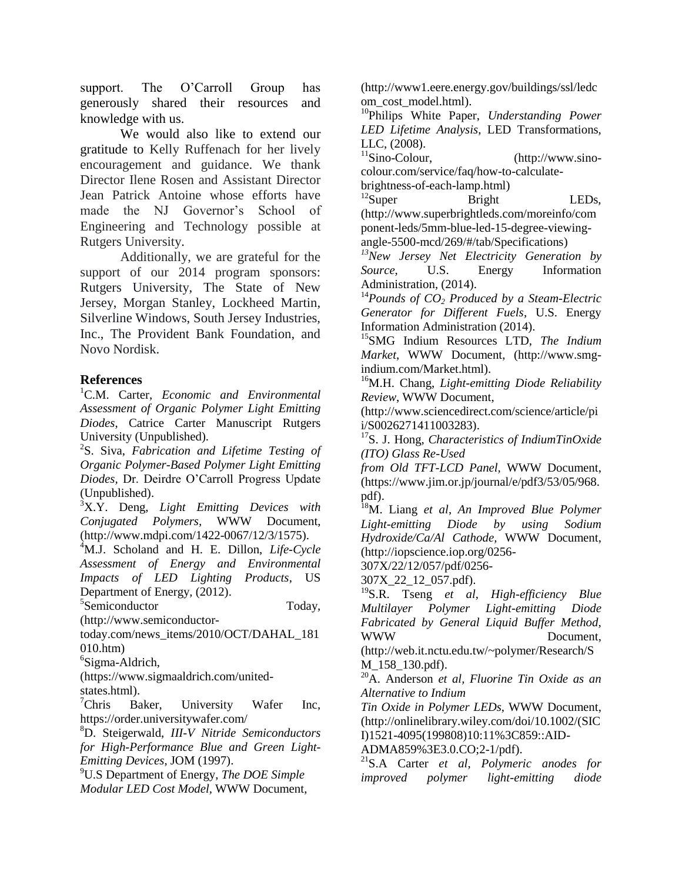support. The O'Carroll Group has generously shared their resources and knowledge with us.

We would also like to extend our gratitude to Kelly Ruffenach for her lively encouragement and guidance. We thank Director Ilene Rosen and Assistant Director Jean Patrick Antoine whose efforts have made the NJ Governor's School of Engineering and Technology possible at Rutgers University.

Additionally, we are grateful for the support of our 2014 program sponsors: Rutgers University, The State of New Jersey, Morgan Stanley, Lockheed Martin, Silverline Windows, South Jersey Industries, Inc., The Provident Bank Foundation, and Novo Nordisk.

## References

[1]C.M. Carter, *Economic and Environmental Assessment of Organic Polymer Light Emitting Diodes*, Catrice Carter Manuscript Rutgers University (Unpublished).

[2]S. Siva, *Fabrication and Lifetime Testing of Organic Polymer-Based Polymer Light Emitting Diodes*, Dr. Deirdre O'Carroll Progress Update (Unpublished).

[3]X.Y. Deng, *Light Emitting Devices with Conjugated Polymers*, WWW Document, (http://www.mdpi.com/1422-0067/12/3/1575).

[4]M.J. Scholand and H. E. Dillon, *Life-Cycle Assessment of Energy and Environmental Impacts of LED Lighting Products*, US Department of Energy, (2012).

[5]Semiconductor Today, (http://www.semiconductor-today.com/news_items/2010/OCT/DAHAL_181010.htm)

[6]Sigma-Aldrich, (https://www.sigmaaldrich.com/united-states.html).

[7]Chris Baker, University Wafer Inc, https://order.universitywafer.com/

[8]D. Steigerwald, *III-V Nitride Semiconductors for High-Performance Blue and Green Light-Emitting Devices*, JOM (1997).

[9]U.S Department of Energy, *The DOE Simple Modular LED Cost Model*, WWW Document, (http://www1.eere.energy.gov/buildings/ssl/ledcom_cost_model.html).

[10]Philips White Paper, *Understanding Power LED Lifetime Analysis*, LED Transformations, LLC, (2008).

[11]Sino-Colour, (http://www.sino-colour.com/service/faq/how-to-calculate-brightness-of-each-lamp.html)

[12]Super Bright LEDs, (http://www.superbrightleds.com/moreinfo/component-leds/5mm-blue-led-15-degree-viewing-angle-5500-mcd/269/#/tab/Specifications)

[13]*New Jersey Net Electricity Generation by Source*, U.S. Energy Information Administration, (2014).

[14]*Pounds of $CO_2$ Produced by a Steam-Electric Generator for Different Fuels*, U.S. Energy Information Administration (2014).

[15]SMG Indium Resources LTD, *The Indium Market*, WWW Document, (http://www.smg-indium.com/Market.html).

[16]M.H. Chang, *Light-emitting Diode Reliability Review*, WWW Document, (http://www.sciencedirect.com/science/article/pii/S0026271411003283).

[17]S. J. Hong, *Characteristics of IndiumTinOxide (ITO) Glass Re-Used from Old TFT-LCD Panel*, WWW Document, (https://www.jim.or.jp/journal/e/pdf3/53/05/968.pdf).

[18]M. Liang *et al*, *An Improved Blue Polymer Light-emitting Diode by using Sodium Hydroxide/Ca/Al Cathode*, WWW Document, (http://iopscience.iop.org/0256-307X/22/12/057/pdf/0256-307X_22_12_057.pdf).

[19]S.R. Tseng *et al*, *High-efficiency Blue Multilayer Polymer Light-emitting Diode Fabricated by General Liquid Buffer Method*, WWW Document, (http://web.it.nctu.edu.tw/~polymer/Research/SM_158_130.pdf).

[20]A. Anderson *et al*, *Fluorine Tin Oxide as an Alternative to Indium Tin Oxide in Polymer LEDs*, WWW Document, (http://onlinelibrary.wiley.com/doi/10.1002/(SICI)1521-4095(199808)10:11%3C859::AID-ADMA859%3E3.0.CO;2-1/pdf).

[21]S.A Carter *et al*, *Polymeric anodes for improved polymer light-emitting diode*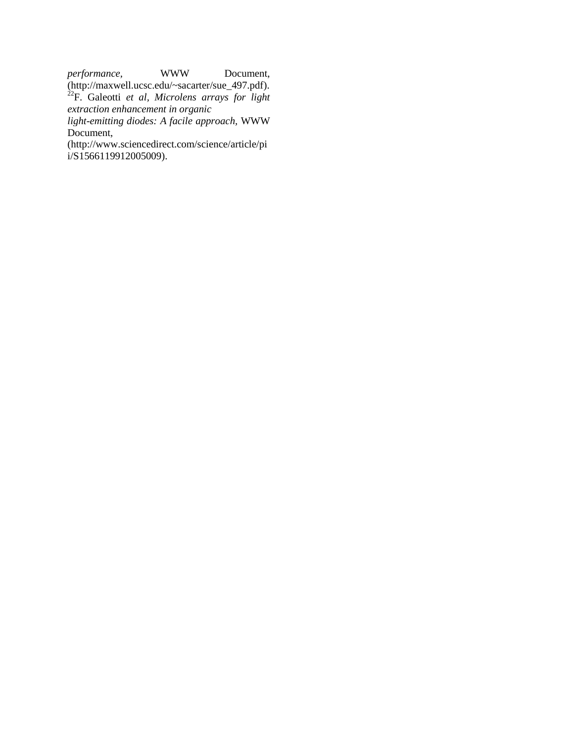*performance*, WWW Document, (http://maxwell.ucsc.edu/~sacarter/sue_497.pdf).

[22]F. Galeotti *et al*, *Microlens arrays for light extraction enhancement in organic light-emitting diodes: A facile approach*, WWW Document, (http://www.sciencedirect.com/science/article/pii/S1566119912005009).